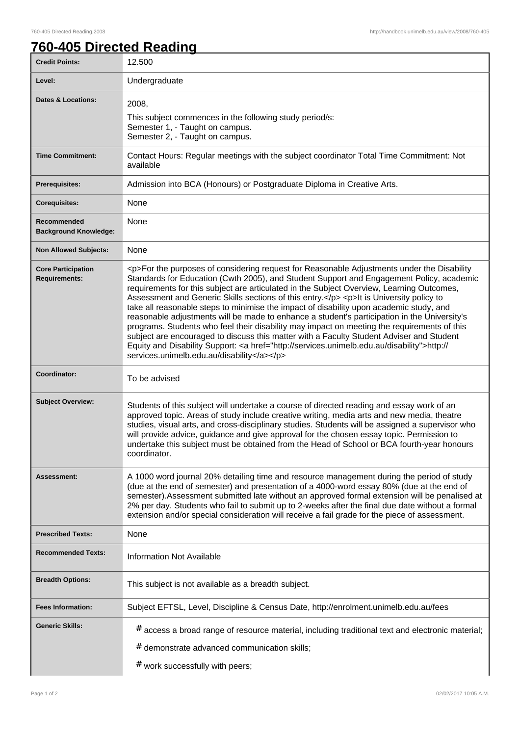# 760-405 Directed Reading

| | |
|---|---|
| **Credit Points:** | 12.500 |
| **Level:** | Undergraduate |
| **Dates & Locations:** | 2008,<br>This subject commences in the following study period/s:<br>Semester 1, - Taught on campus.<br>Semester 2, - Taught on campus. |
| **Time Commitment:** | Contact Hours: Regular meetings with the subject coordinator Total Time Commitment: Not available |
| **Prerequisites:** | Admission into BCA (Honours) or Postgraduate Diploma in Creative Arts. |
| **Corequisites:** | None |
| **Recommended Background Knowledge:** | None |
| **Non Allowed Subjects:** | None |
| **Core Participation Requirements:** | <p>For the purposes of considering request for Reasonable Adjustments under the Disability Standards for Education (Cwth 2005), and Student Support and Engagement Policy, academic requirements for this subject are articulated in the Subject Overview, Learning Outcomes, Assessment and Generic Skills sections of this entry.</p> <p>It is University policy to take all reasonable steps to minimise the impact of disability upon academic study, and reasonable adjustments will be made to enhance a student's participation in the University's programs. Students who feel their disability may impact on meeting the requirements of this subject are encouraged to discuss this matter with a Faculty Student Adviser and Student Equity and Disability Support: <a href="http://services.unimelb.edu.au/disability">http://services.unimelb.edu.au/disability</a></p> |
| **Coordinator:** | To be advised |
| **Subject Overview:** | Students of this subject will undertake a course of directed reading and essay work of an approved topic. Areas of study include creative writing, media arts and new media, theatre studies, visual arts, and cross-disciplinary studies. Students will be assigned a supervisor who will provide advice, guidance and give approval for the chosen essay topic. Permission to undertake this subject must be obtained from the Head of School or BCA fourth-year honours coordinator. |
| **Assessment:** | A 1000 word journal 20% detailing time and resource management during the period of study (due at the end of semester) and presentation of a 4000-word essay 80% (due at the end of semester).Assessment submitted late without an approved formal extension will be penalised at 2% per day. Students who fail to submit up to 2-weeks after the final due date without a formal extension and/or special consideration will receive a fail grade for the piece of assessment. |
| **Prescribed Texts:** | None |
| **Recommended Texts:** | Information Not Available |
| **Breadth Options:** | This subject is not available as a breadth subject. |
| **Fees Information:** | Subject EFTSL, Level, Discipline & Census Date, http://enrolment.unimelb.edu.au/fees |
| **Generic Skills:** | # access a broad range of resource material, including traditional text and electronic material;<br># demonstrate advanced communication skills;<br># work successfully with peers; |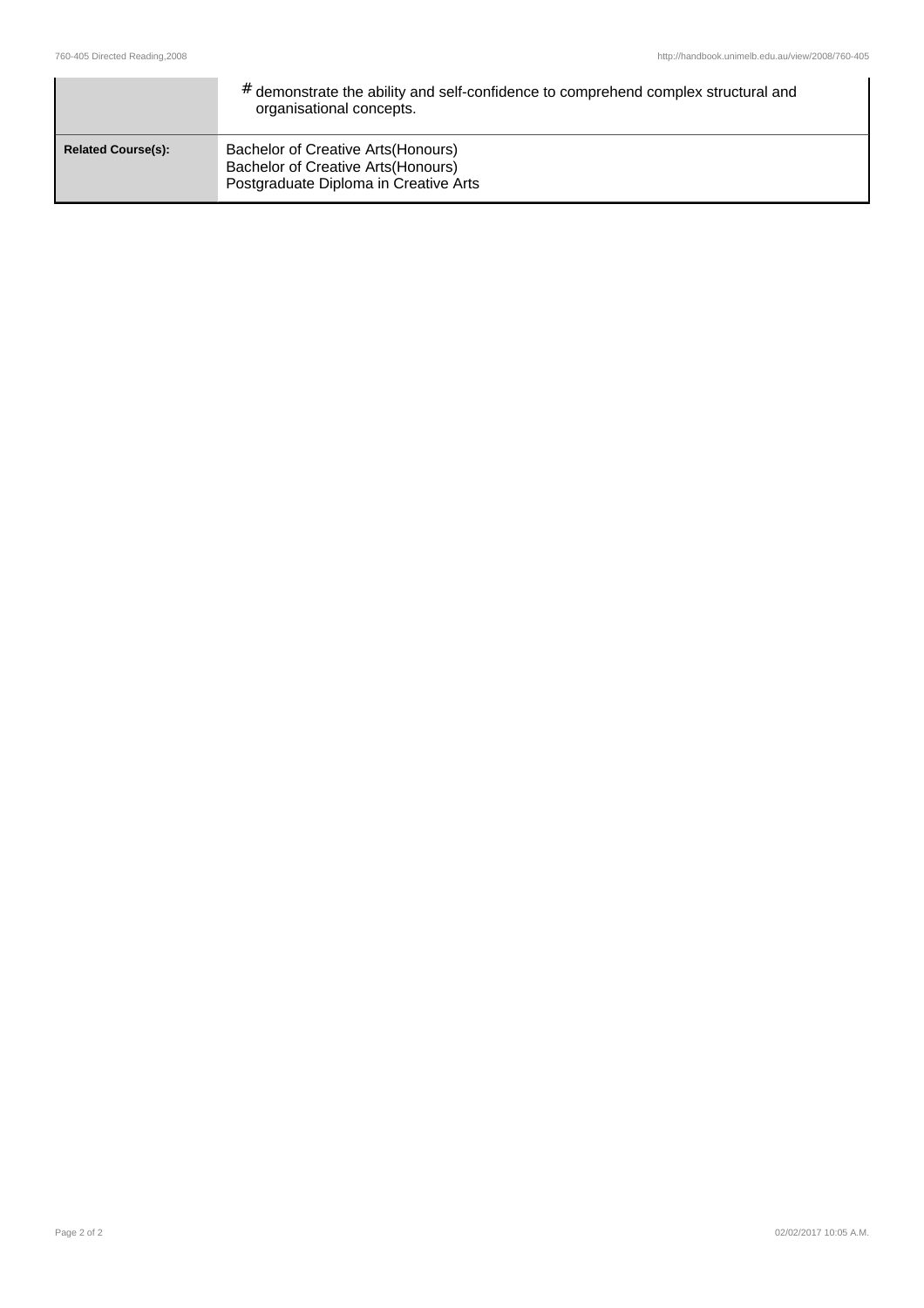| | |
|---|---|
| | # demonstrate the ability and self-confidence to comprehend complex structural and organisational concepts. |
| **Related Course(s):** | Bachelor of Creative Arts(Honours)<br>Bachelor of Creative Arts(Honours)<br>Postgraduate Diploma in Creative Arts |